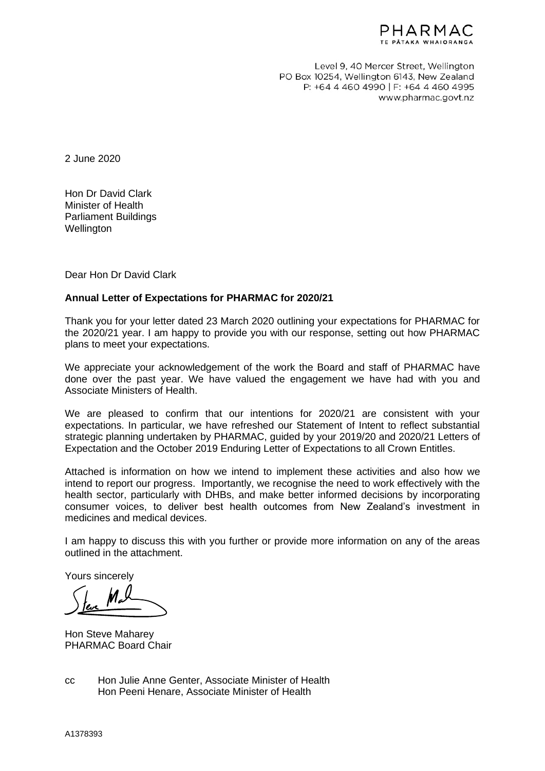PHARMAC
TE PĀTAKA WHAIORANGA

Level 9, 40 Mercer Street, Wellington
PO Box 10254, Wellington 6143, New Zealand
P: +64 4 460 4990 | F: +64 4 460 4995
www.pharmac.govt.nz

2 June 2020

Hon Dr David Clark
Minister of Health
Parliament Buildings
Wellington

Dear Hon Dr David Clark

**Annual Letter of Expectations for PHARMAC for 2020/21**

Thank you for your letter dated 23 March 2020 outlining your expectations for PHARMAC for the 2020/21 year. I am happy to provide you with our response, setting out how PHARMAC plans to meet your expectations.

We appreciate your acknowledgement of the work the Board and staff of PHARMAC have done over the past year. We have valued the engagement we have had with you and Associate Ministers of Health.

We are pleased to confirm that our intentions for 2020/21 are consistent with your expectations. In particular, we have refreshed our Statement of Intent to reflect substantial strategic planning undertaken by PHARMAC, guided by your 2019/20 and 2020/21 Letters of Expectation and the October 2019 Enduring Letter of Expectations to all Crown Entitles.

Attached is information on how we intend to implement these activities and also how we intend to report our progress. Importantly, we recognise the need to work effectively with the health sector, particularly with DHBs, and make better informed decisions by incorporating consumer voices, to deliver best health outcomes from New Zealand's investment in medicines and medical devices.

I am happy to discuss this with you further or provide more information on any of the areas outlined in the attachment.

Yours sincerely

Hon Steve Maharey
PHARMAC Board Chair

cc Hon Julie Anne Genter, Associate Minister of Health
Hon Peeni Henare, Associate Minister of Health

A1378393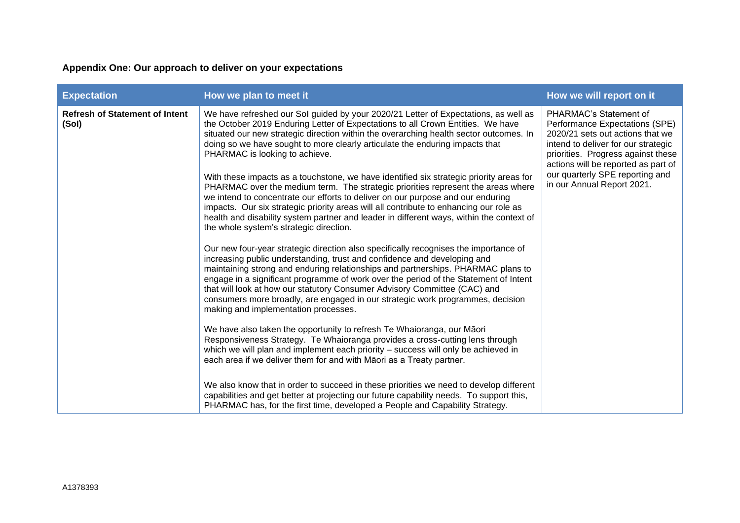**Appendix One: Our approach to deliver on your expectations**

| Expectation | How we plan to meet it | How we will report on it |
|---|---|---|
| **Refresh of Statement of Intent (SoI)** | We have refreshed our SoI guided by your 2020/21 Letter of Expectations, as well as the October 2019 Enduring Letter of Expectations to all Crown Entities. We have situated our new strategic direction within the overarching health sector outcomes. In doing so we have sought to more clearly articulate the enduring impacts that PHARMAC is looking to achieve.<br><br>With these impacts as a touchstone, we have identified six strategic priority areas for PHARMAC over the medium term. The strategic priorities represent the areas where we intend to concentrate our efforts to deliver on our purpose and our enduring impacts. Our six strategic priority areas will all contribute to enhancing our role as health and disability system partner and leader in different ways, within the context of the whole system's strategic direction.<br><br>Our new four-year strategic direction also specifically recognises the importance of increasing public understanding, trust and confidence and developing and maintaining strong and enduring relationships and partnerships. PHARMAC plans to engage in a significant programme of work over the period of the Statement of Intent that will look at how our statutory Consumer Advisory Committee (CAC) and consumers more broadly, are engaged in our strategic work programmes, decision making and implementation processes.<br><br>We have also taken the opportunity to refresh Te Whaioranga, our Māori Responsiveness Strategy. Te Whaioranga provides a cross-cutting lens through which we will plan and implement each priority – success will only be achieved in each area if we deliver them for and with Māori as a Treaty partner.<br><br>We also know that in order to succeed in these priorities we need to develop different capabilities and get better at projecting our future capability needs. To support this, PHARMAC has, for the first time, developed a People and Capability Strategy. | PHARMAC's Statement of Performance Expectations (SPE) 2020/21 sets out actions that we intend to deliver for our strategic priorities. Progress against these actions will be reported as part of our quarterly SPE reporting and in our Annual Report 2021. |

A1378393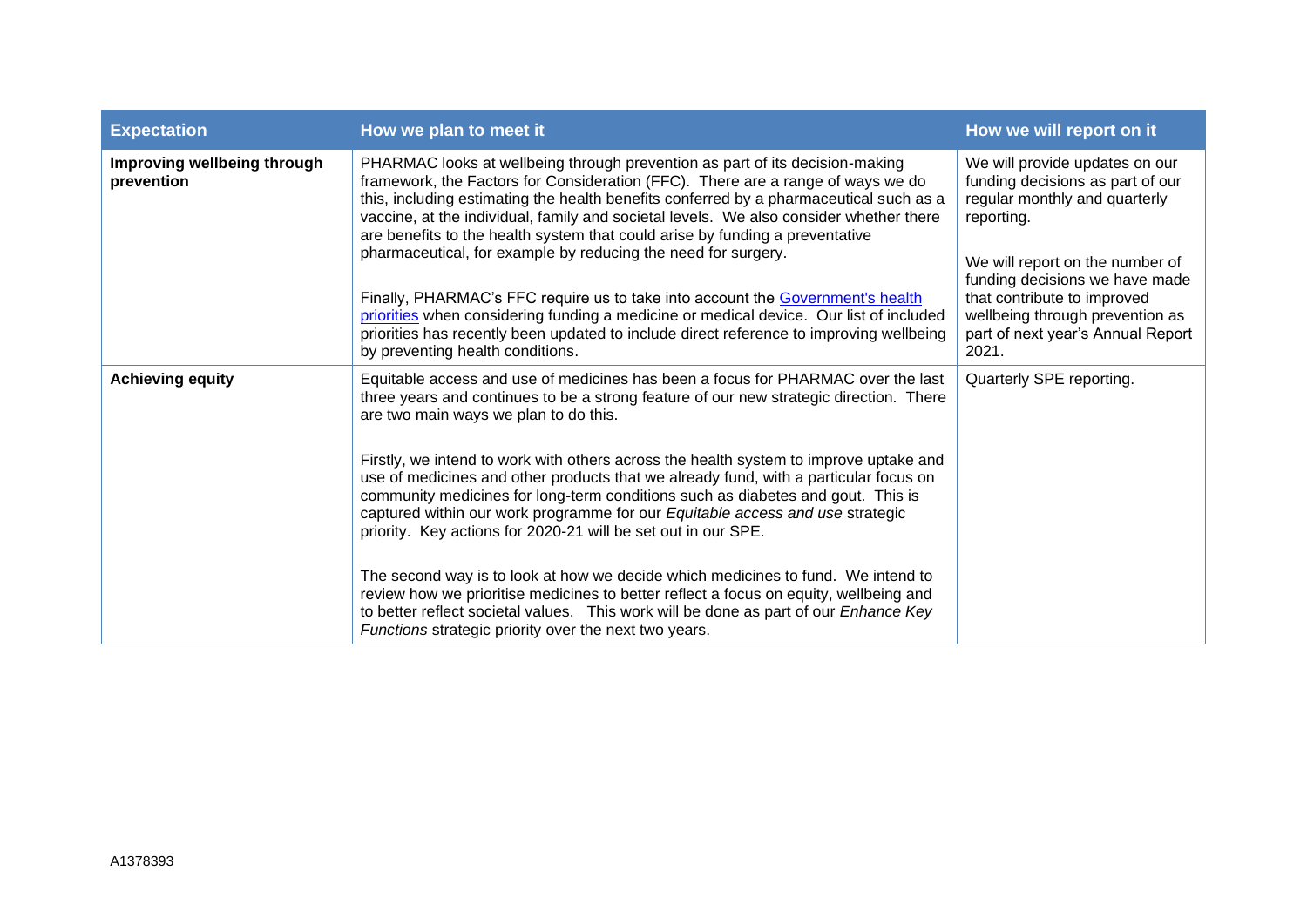| Expectation | How we plan to meet it | How we will report on it |
|---|---|---|
| **Improving wellbeing through prevention** | PHARMAC looks at wellbeing through prevention as part of its decision-making framework, the Factors for Consideration (FFC). There are a range of ways we do this, including estimating the health benefits conferred by a pharmaceutical such as a vaccine, at the individual, family and societal levels. We also consider whether there are benefits to the health system that could arise by funding a preventative pharmaceutical, for example by reducing the need for surgery.<br><br>Finally, PHARMAC's FFC require us to take into account the Government's health priorities when considering funding a medicine or medical device. Our list of included priorities has recently been updated to include direct reference to improving wellbeing by preventing health conditions. | We will provide updates on our funding decisions as part of our regular monthly and quarterly reporting.<br><br>We will report on the number of funding decisions we have made that contribute to improved wellbeing through prevention as part of next year's Annual Report 2021. |
| **Achieving equity** | Equitable access and use of medicines has been a focus for PHARMAC over the last three years and continues to be a strong feature of our new strategic direction. There are two main ways we plan to do this.<br><br>Firstly, we intend to work with others across the health system to improve uptake and use of medicines and other products that we already fund, with a particular focus on community medicines for long-term conditions such as diabetes and gout. This is captured within our work programme for our *Equitable access and use* strategic priority. Key actions for 2020-21 will be set out in our SPE.<br><br>The second way is to look at how we decide which medicines to fund. We intend to review how we prioritise medicines to better reflect a focus on equity, wellbeing and to better reflect societal values. This work will be done as part of our *Enhance Key Functions* strategic priority over the next two years. | Quarterly SPE reporting. |

A1378393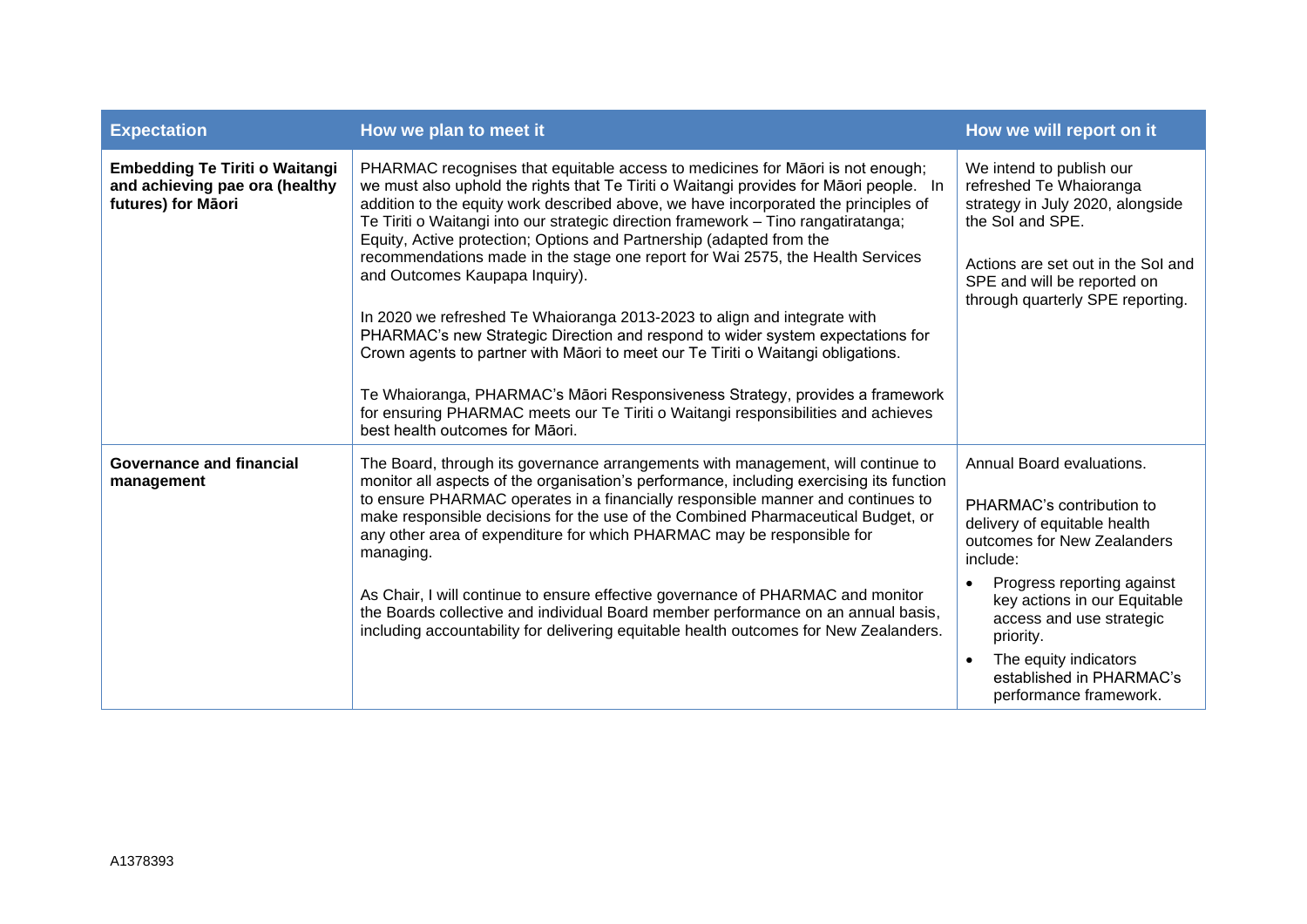| Expectation | How we plan to meet it | How we will report on it |
|---|---|---|
| **Embedding Te Tiriti o Waitangi and achieving pae ora (healthy futures) for Māori** | PHARMAC recognises that equitable access to medicines for Māori is not enough; we must also uphold the rights that Te Tiriti o Waitangi provides for Māori people. In addition to the equity work described above, we have incorporated the principles of Te Tiriti o Waitangi into our strategic direction framework – Tino rangatiratanga; Equity, Active protection; Options and Partnership (adapted from the recommendations made in the stage one report for Wai 2575, the Health Services and Outcomes Kaupapa Inquiry).<br><br>In 2020 we refreshed Te Whaioranga 2013-2023 to align and integrate with PHARMAC's new Strategic Direction and respond to wider system expectations for Crown agents to partner with Māori to meet our Te Tiriti o Waitangi obligations.<br><br>Te Whaioranga, PHARMAC's Māori Responsiveness Strategy, provides a framework for ensuring PHARMAC meets our Te Tiriti o Waitangi responsibilities and achieves best health outcomes for Māori. | We intend to publish our refreshed Te Whaioranga strategy in July 2020, alongside the SoI and SPE.<br><br>Actions are set out in the SoI and SPE and will be reported on through quarterly SPE reporting. |
| **Governance and financial management** | The Board, through its governance arrangements with management, will continue to monitor all aspects of the organisation's performance, including exercising its function to ensure PHARMAC operates in a financially responsible manner and continues to make responsible decisions for the use of the Combined Pharmaceutical Budget, or any other area of expenditure for which PHARMAC may be responsible for managing.<br><br>As Chair, I will continue to ensure effective governance of PHARMAC and monitor the Boards collective and individual Board member performance on an annual basis, including accountability for delivering equitable health outcomes for New Zealanders. | Annual Board evaluations.<br><br>PHARMAC's contribution to delivery of equitable health outcomes for New Zealanders include:<br>• Progress reporting against key actions in our Equitable access and use strategic priority.<br>• The equity indicators established in PHARMAC's performance framework. |

A1378393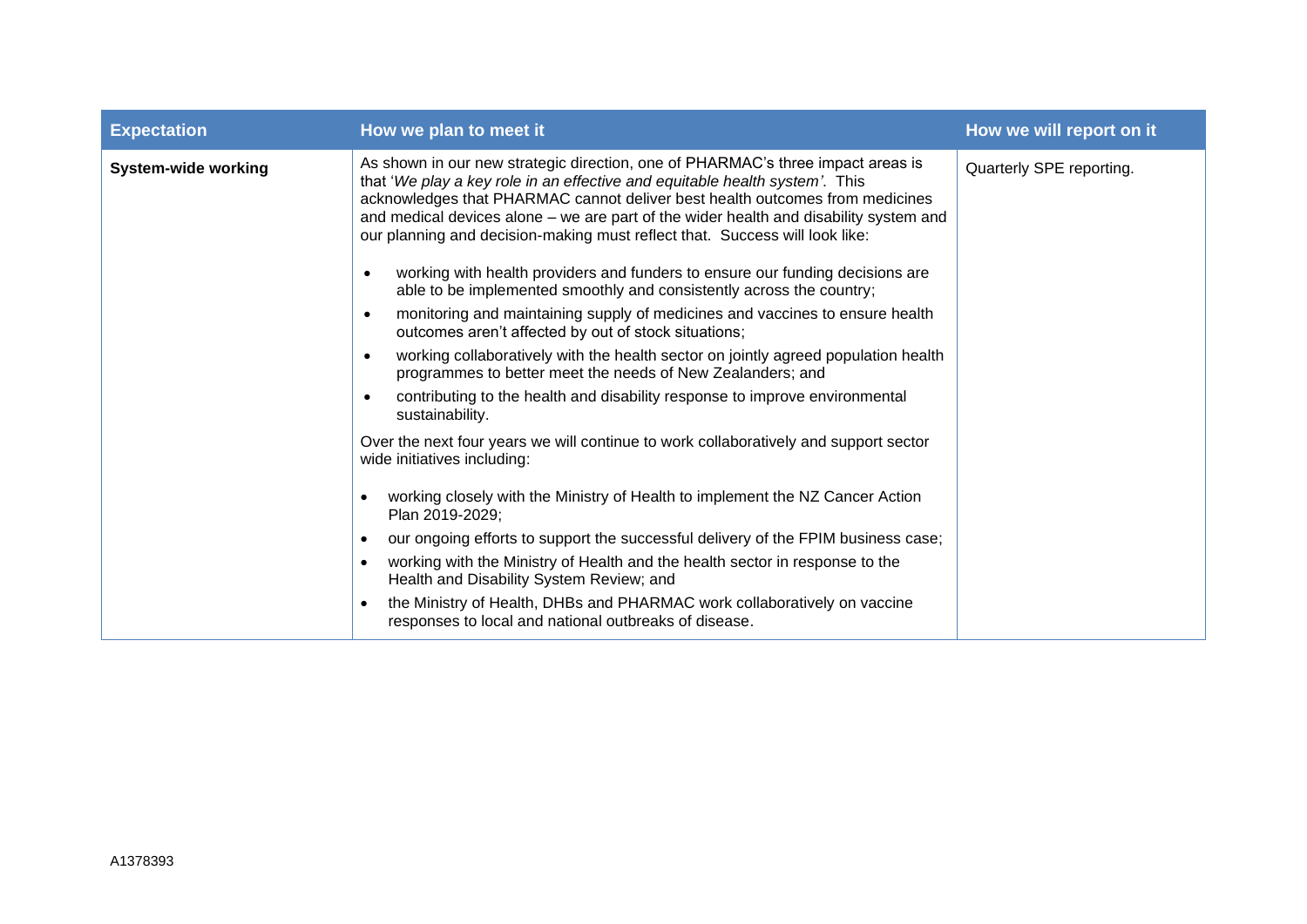| Expectation | How we plan to meet it | How we will report on it |
|---|---|---|
| **System-wide working** | As shown in our new strategic direction, one of PHARMAC's three impact areas is that '*We play a key role in an effective and equitable health system'*. This acknowledges that PHARMAC cannot deliver best health outcomes from medicines and medical devices alone – we are part of the wider health and disability system and our planning and decision-making must reflect that. Success will look like:<br><br>• working with health providers and funders to ensure our funding decisions are able to be implemented smoothly and consistently across the country;<br>• monitoring and maintaining supply of medicines and vaccines to ensure health outcomes aren't affected by out of stock situations;<br>• working collaboratively with the health sector on jointly agreed population health programmes to better meet the needs of New Zealanders; and<br>• contributing to the health and disability response to improve environmental sustainability.<br><br>Over the next four years we will continue to work collaboratively and support sector wide initiatives including:<br><br>• working closely with the Ministry of Health to implement the NZ Cancer Action Plan 2019-2029;<br>• our ongoing efforts to support the successful delivery of the FPIM business case;<br>• working with the Ministry of Health and the health sector in response to the Health and Disability System Review; and<br>• the Ministry of Health, DHBs and PHARMAC work collaboratively on vaccine responses to local and national outbreaks of disease. | Quarterly SPE reporting. |

A1378393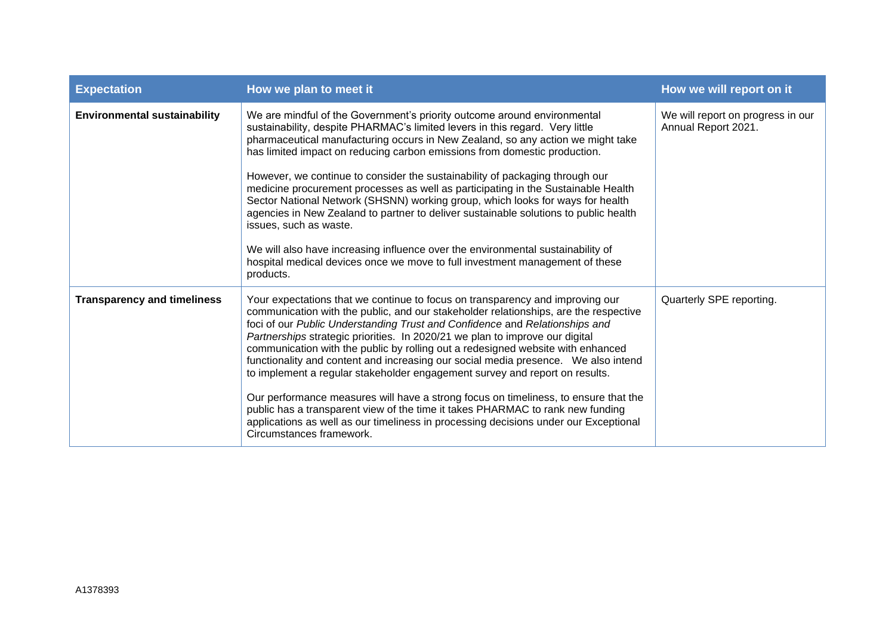| Expectation | How we plan to meet it | How we will report on it |
| --- | --- | --- |
| **Environmental sustainability** | We are mindful of the Government's priority outcome around environmental sustainability, despite PHARMAC's limited levers in this regard. Very little pharmaceutical manufacturing occurs in New Zealand, so any action we might take has limited impact on reducing carbon emissions from domestic production.<br><br>However, we continue to consider the sustainability of packaging through our medicine procurement processes as well as participating in the Sustainable Health Sector National Network (SHSNN) working group, which looks for ways for health agencies in New Zealand to partner to deliver sustainable solutions to public health issues, such as waste.<br><br>We will also have increasing influence over the environmental sustainability of hospital medical devices once we move to full investment management of these products. | We will report on progress in our Annual Report 2021. |
| **Transparency and timeliness** | Your expectations that we continue to focus on transparency and improving our communication with the public, and our stakeholder relationships, are the respective foci of our *Public Understanding Trust and Confidence* and *Relationships and Partnerships* strategic priorities. In 2020/21 we plan to improve our digital communication with the public by rolling out a redesigned website with enhanced functionality and content and increasing our social media presence. We also intend to implement a regular stakeholder engagement survey and report on results.<br><br>Our performance measures will have a strong focus on timeliness, to ensure that the public has a transparent view of the time it takes PHARMAC to rank new funding applications as well as our timeliness in processing decisions under our Exceptional Circumstances framework. | Quarterly SPE reporting. |

A1378393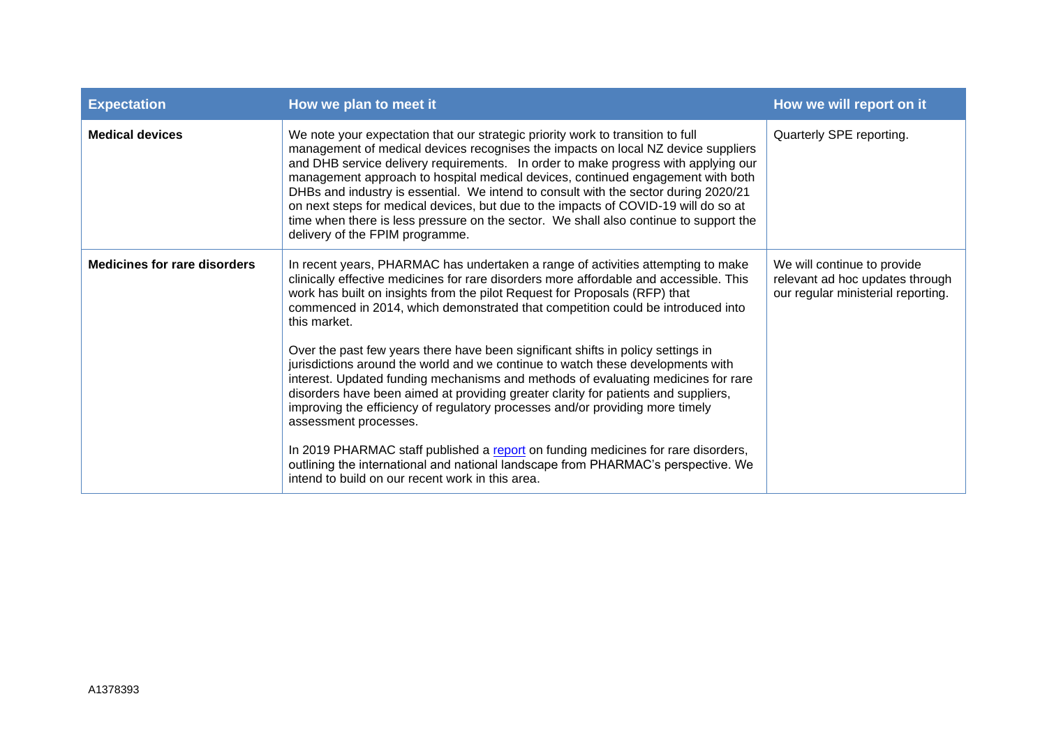| Expectation | How we plan to meet it | How we will report on it |
| --- | --- | --- |
| **Medical devices** | We note your expectation that our strategic priority work to transition to full management of medical devices recognises the impacts on local NZ device suppliers and DHB service delivery requirements. In order to make progress with applying our management approach to hospital medical devices, continued engagement with both DHBs and industry is essential. We intend to consult with the sector during 2020/21 on next steps for medical devices, but due to the impacts of COVID-19 will do so at time when there is less pressure on the sector. We shall also continue to support the delivery of the FPIM programme. | Quarterly SPE reporting. |
| **Medicines for rare disorders** | In recent years, PHARMAC has undertaken a range of activities attempting to make clinically effective medicines for rare disorders more affordable and accessible. This work has built on insights from the pilot Request for Proposals (RFP) that commenced in 2014, which demonstrated that competition could be introduced into this market.<br><br>Over the past few years there have been significant shifts in policy settings in jurisdictions around the world and we continue to watch these developments with interest. Updated funding mechanisms and methods of evaluating medicines for rare disorders have been aimed at providing greater clarity for patients and suppliers, improving the efficiency of regulatory processes and/or providing more timely assessment processes.<br><br>In 2019 PHARMAC staff published a report on funding medicines for rare disorders, outlining the international and national landscape from PHARMAC's perspective. We intend to build on our recent work in this area. | We will continue to provide relevant ad hoc updates through our regular ministerial reporting. |

A1378393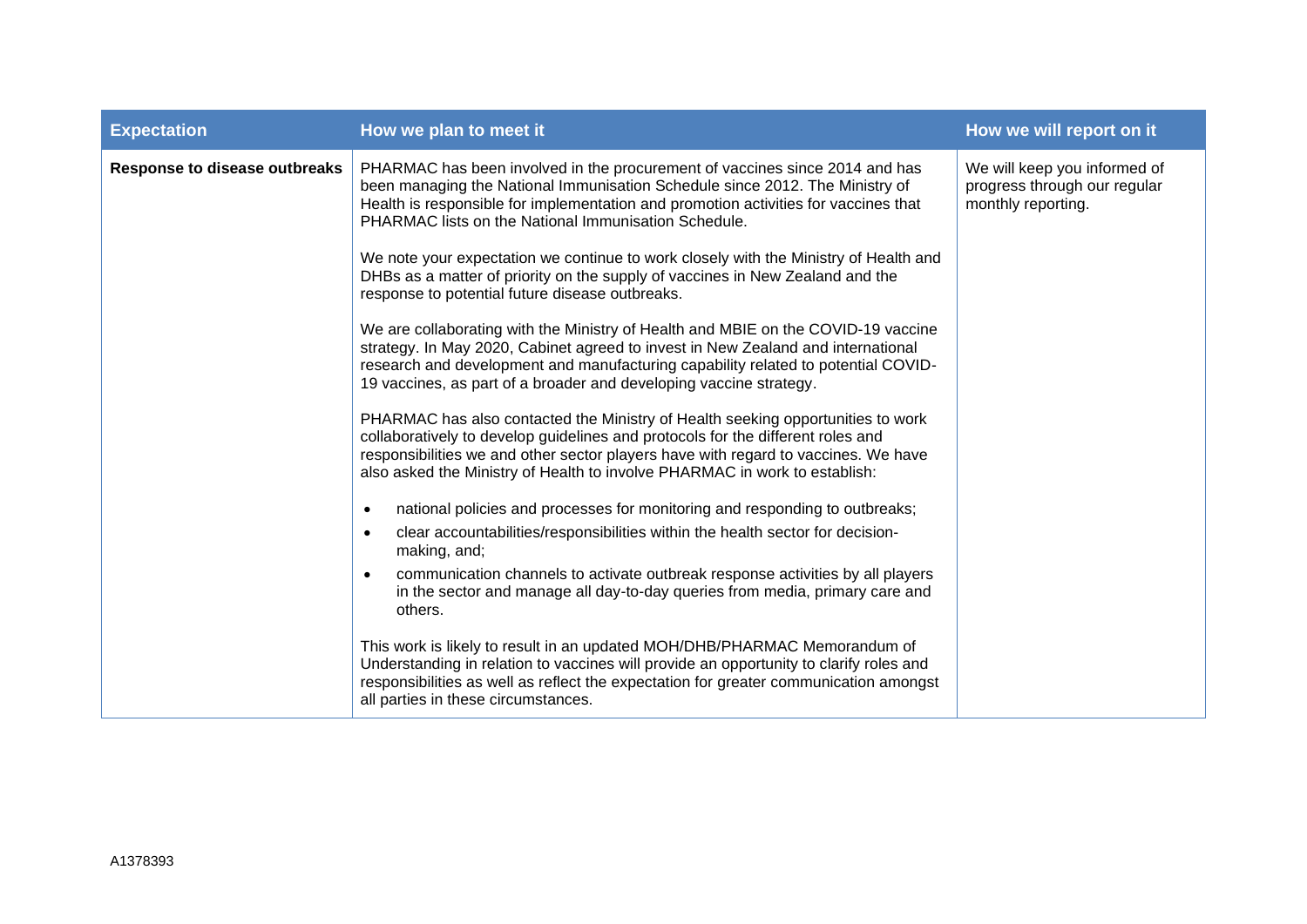| Expectation | How we plan to meet it | How we will report on it |
| --- | --- | --- |
| **Response to disease outbreaks** | PHARMAC has been involved in the procurement of vaccines since 2014 and has been managing the National Immunisation Schedule since 2012. The Ministry of Health is responsible for implementation and promotion activities for vaccines that PHARMAC lists on the National Immunisation Schedule.<br><br>We note your expectation we continue to work closely with the Ministry of Health and DHBs as a matter of priority on the supply of vaccines in New Zealand and the response to potential future disease outbreaks.<br><br>We are collaborating with the Ministry of Health and MBIE on the COVID-19 vaccine strategy. In May 2020, Cabinet agreed to invest in New Zealand and international research and development and manufacturing capability related to potential COVID-19 vaccines, as part of a broader and developing vaccine strategy.<br><br>PHARMAC has also contacted the Ministry of Health seeking opportunities to work collaboratively to develop guidelines and protocols for the different roles and responsibilities we and other sector players have with regard to vaccines. We have also asked the Ministry of Health to involve PHARMAC in work to establish:<br>• national policies and processes for monitoring and responding to outbreaks;<br>• clear accountabilities/responsibilities within the health sector for decision-making, and;<br>• communication channels to activate outbreak response activities by all players in the sector and manage all day-to-day queries from media, primary care and others.<br><br>This work is likely to result in an updated MOH/DHB/PHARMAC Memorandum of Understanding in relation to vaccines will provide an opportunity to clarify roles and responsibilities as well as reflect the expectation for greater communication amongst all parties in these circumstances. | We will keep you informed of progress through our regular monthly reporting. |

A1378393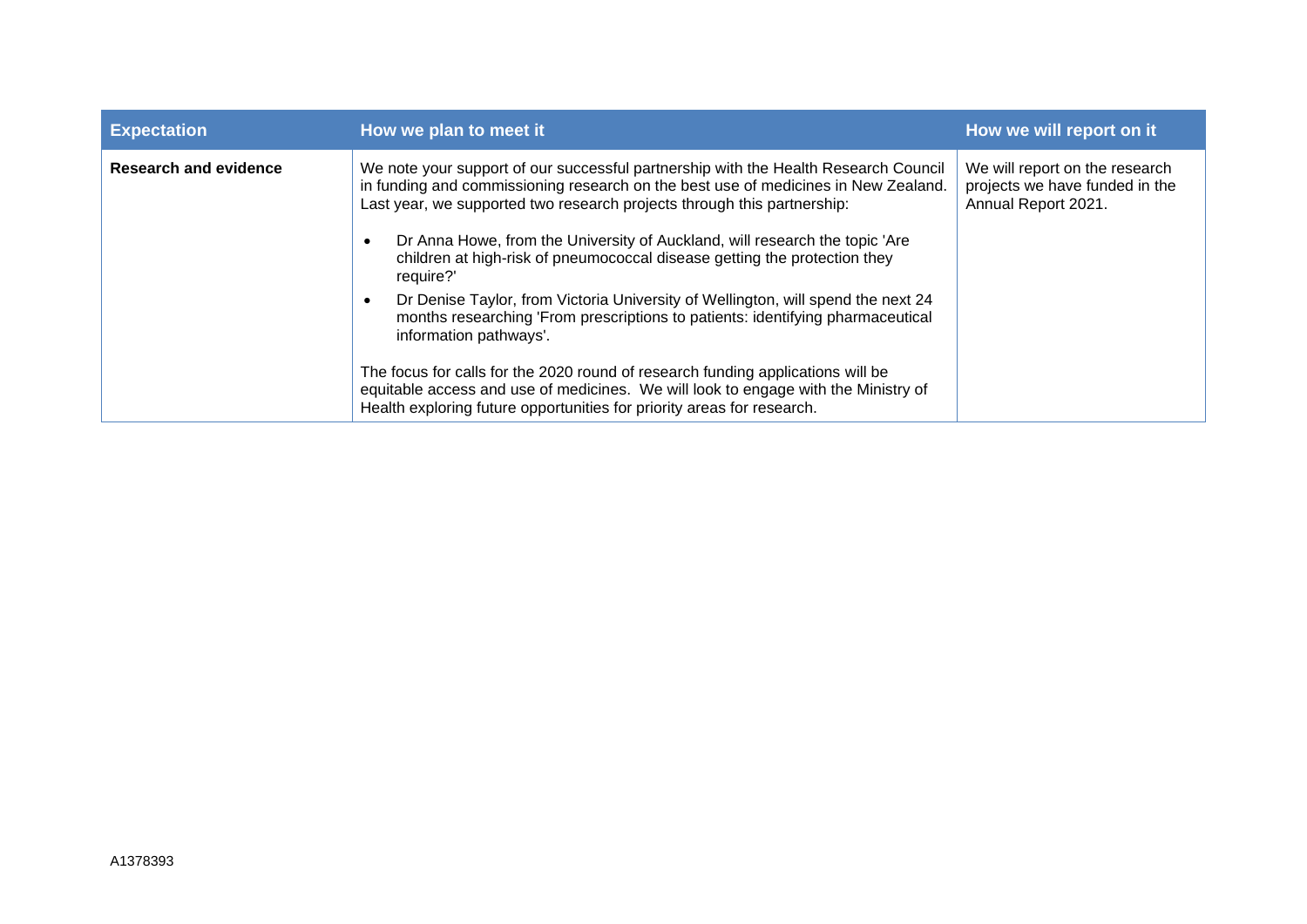| Expectation | How we plan to meet it | How we will report on it |
| --- | --- | --- |
| **Research and evidence** | We note your support of our successful partnership with the Health Research Council in funding and commissioning research on the best use of medicines in New Zealand. Last year, we supported two research projects through this partnership:<br>• Dr Anna Howe, from the University of Auckland, will research the topic 'Are children at high-risk of pneumococcal disease getting the protection they require?'<br>• Dr Denise Taylor, from Victoria University of Wellington, will spend the next 24 months researching 'From prescriptions to patients: identifying pharmaceutical information pathways'.<br><br>The focus for calls for the 2020 round of research funding applications will be equitable access and use of medicines. We will look to engage with the Ministry of Health exploring future opportunities for priority areas for research. | We will report on the research projects we have funded in the Annual Report 2021. |

A1378393